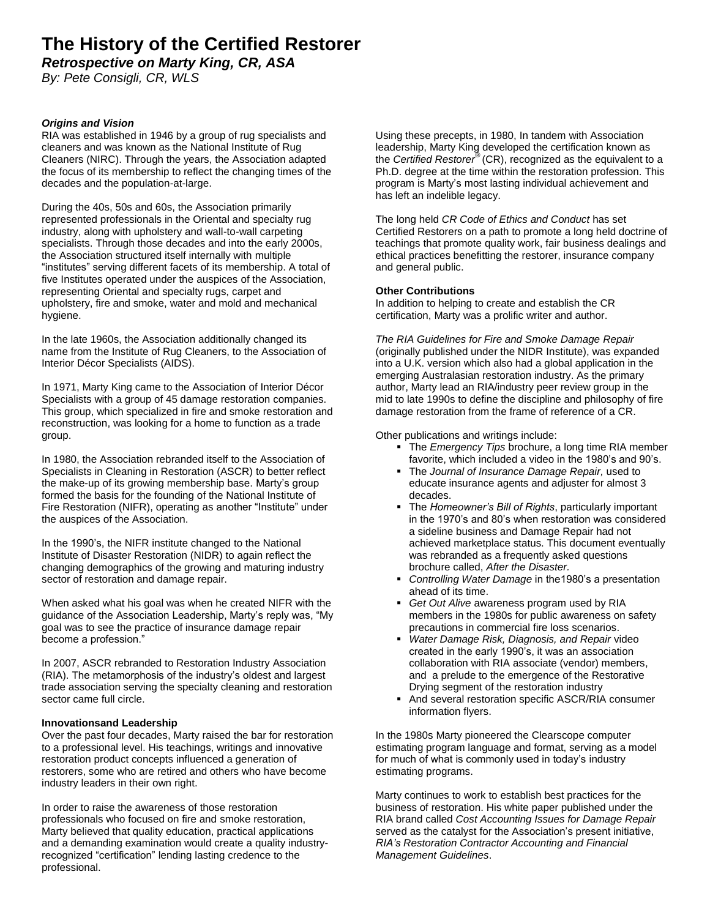# The History of the Certified Restorer

## *Retrospective on Marty King, CR, ASA*

*By: Pete Consigli, CR, WLS*

***Origins and Vision***

RIA was established in 1946 by a group of rug specialists and cleaners and was known as the National Institute of Rug Cleaners (NIRC). Through the years, the Association adapted the focus of its membership to reflect the changing times of the decades and the population-at-large.

During the 40s, 50s and 60s, the Association primarily represented professionals in the Oriental and specialty rug industry, along with upholstery and wall-to-wall carpeting specialists. Through those decades and into the early 2000s, the Association structured itself internally with multiple "institutes" serving different facets of its membership. A total of five Institutes operated under the auspices of the Association, representing Oriental and specialty rugs, carpet and upholstery, fire and smoke, water and mold and mechanical hygiene.

In the late 1960s, the Association additionally changed its name from the Institute of Rug Cleaners, to the Association of Interior Décor Specialists (AIDS).

In 1971, Marty King came to the Association of Interior Décor Specialists with a group of 45 damage restoration companies. This group, which specialized in fire and smoke restoration and reconstruction, was looking for a home to function as a trade group.

In 1980, the Association rebranded itself to the Association of Specialists in Cleaning in Restoration (ASCR) to better reflect the make-up of its growing membership base. Marty's group formed the basis for the founding of the National Institute of Fire Restoration (NIFR), operating as another "Institute" under the auspices of the Association.

In the 1990's, the NIFR institute changed to the National Institute of Disaster Restoration (NIDR) to again reflect the changing demographics of the growing and maturing industry sector of restoration and damage repair.

When asked what his goal was when he created NIFR with the guidance of the Association Leadership, Marty's reply was, "My goal was to see the practice of insurance damage repair become a profession."

In 2007, ASCR rebranded to Restoration Industry Association (RIA). The metamorphosis of the industry's oldest and largest trade association serving the specialty cleaning and restoration sector came full circle.

**Innovationsand Leadership**

Over the past four decades, Marty raised the bar for restoration to a professional level. His teachings, writings and innovative restoration product concepts influenced a generation of restorers, some who are retired and others who have become industry leaders in their own right.

In order to raise the awareness of those restoration professionals who focused on fire and smoke restoration, Marty believed that quality education, practical applications and a demanding examination would create a quality industry-recognized "certification" lending lasting credence to the professional.

Using these precepts, in 1980, In tandem with Association leadership, Marty King developed the certification known as the *Certified Restorer*® (CR), recognized as the equivalent to a Ph.D. degree at the time within the restoration profession. This program is Marty's most lasting individual achievement and has left an indelible legacy.

The long held *CR Code of Ethics and Conduct* has set Certified Restorers on a path to promote a long held doctrine of teachings that promote quality work, fair business dealings and ethical practices benefitting the restorer, insurance company and general public.

**Other Contributions**

In addition to helping to create and establish the CR certification, Marty was a prolific writer and author.

*The RIA Guidelines for Fire and Smoke Damage Repair* (originally published under the NIDR Institute), was expanded into a U.K. version which also had a global application in the emerging Australasian restoration industry. As the primary author, Marty lead an RIA/industry peer review group in the mid to late 1990s to define the discipline and philosophy of fire damage restoration from the frame of reference of a CR.

Other publications and writings include:

- The *Emergency Tips* brochure, a long time RIA member favorite, which included a video in the 1980's and 90's.
- The *Journal of Insurance Damage Repair,* used to educate insurance agents and adjuster for almost 3 decades.
- The *Homeowner's Bill of Rights*, particularly important in the 1970's and 80's when restoration was considered a sideline business and Damage Repair had not achieved marketplace status. This document eventually was rebranded as a frequently asked questions brochure called, *After the Disaster.*
- *Controlling Water Damage* in the1980's a presentation ahead of its time.
- *Get Out Alive* awareness program used by RIA members in the 1980s for public awareness on safety precautions in commercial fire loss scenarios.
- *Water Damage Risk, Diagnosis, and Repair* video created in the early 1990's, it was an association collaboration with RIA associate (vendor) members, and a prelude to the emergence of the Restorative Drying segment of the restoration industry
- And several restoration specific ASCR/RIA consumer information flyers.

In the 1980s Marty pioneered the Clearscope computer estimating program language and format, serving as a model for much of what is commonly used in today's industry estimating programs.

Marty continues to work to establish best practices for the business of restoration. His white paper published under the RIA brand called *Cost Accounting Issues for Damage Repair* served as the catalyst for the Association's present initiative, *RIA's Restoration Contractor Accounting and Financial Management Guidelines*.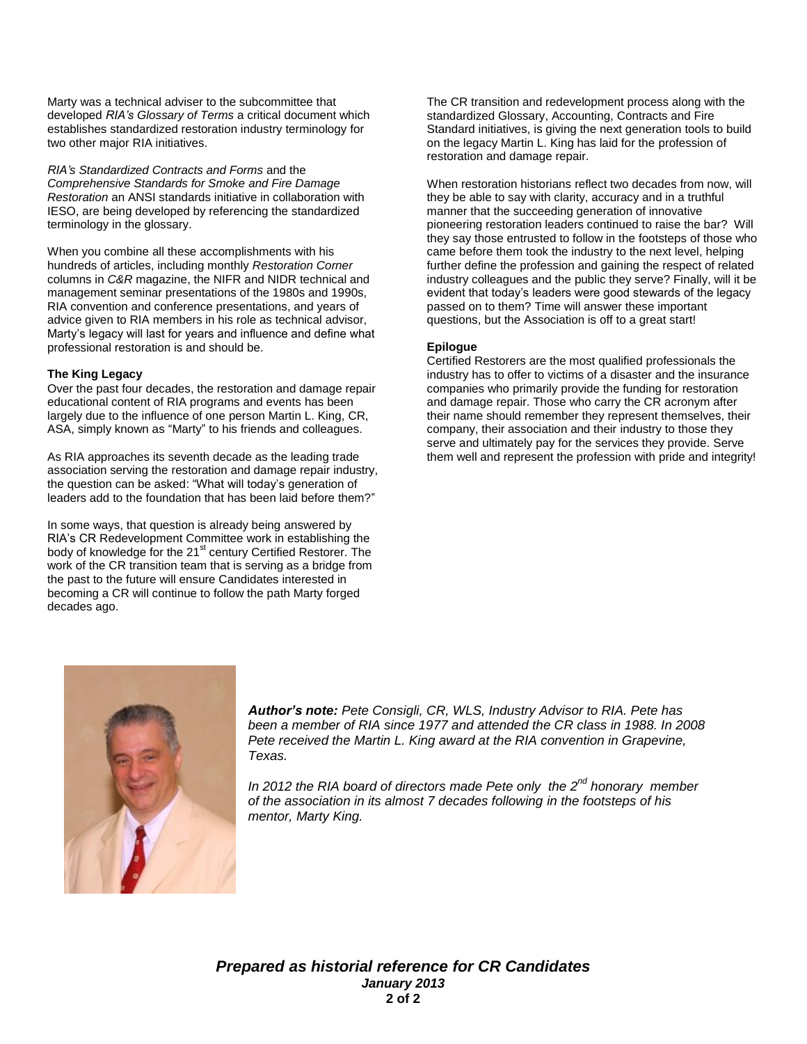Marty was a technical adviser to the subcommittee that developed *RIA's Glossary of Terms* a critical document which establishes standardized restoration industry terminology for two other major RIA initiatives.

*RIA's Standardized Contracts and Forms* and the *Comprehensive Standards for Smoke and Fire Damage Restoration* an ANSI standards initiative in collaboration with IESO, are being developed by referencing the standardized terminology in the glossary.

When you combine all these accomplishments with his hundreds of articles, including monthly *Restoration Corner* columns in *C&R* magazine, the NIFR and NIDR technical and management seminar presentations of the 1980s and 1990s, RIA convention and conference presentations, and years of advice given to RIA members in his role as technical advisor, Marty's legacy will last for years and influence and define what professional restoration is and should be.

**The King Legacy**

Over the past four decades, the restoration and damage repair educational content of RIA programs and events has been largely due to the influence of one person Martin L. King, CR, ASA, simply known as "Marty" to his friends and colleagues.

As RIA approaches its seventh decade as the leading trade association serving the restoration and damage repair industry, the question can be asked: "What will today's generation of leaders add to the foundation that has been laid before them?"

In some ways, that question is already being answered by RIA's CR Redevelopment Committee work in establishing the body of knowledge for the 21st century Certified Restorer. The work of the CR transition team that is serving as a bridge from the past to the future will ensure Candidates interested in becoming a CR will continue to follow the path Marty forged decades ago.

The CR transition and redevelopment process along with the standardized Glossary, Accounting, Contracts and Fire Standard initiatives, is giving the next generation tools to build on the legacy Martin L. King has laid for the profession of restoration and damage repair.

When restoration historians reflect two decades from now, will they be able to say with clarity, accuracy and in a truthful manner that the succeeding generation of innovative pioneering restoration leaders continued to raise the bar? Will they say those entrusted to follow in the footsteps of those who came before them took the industry to the next level, helping further define the profession and gaining the respect of related industry colleagues and the public they serve? Finally, will it be evident that today's leaders were good stewards of the legacy passed on to them? Time will answer these important questions, but the Association is off to a great start!

**Epilogue**

Certified Restorers are the most qualified professionals the industry has to offer to victims of a disaster and the insurance companies who primarily provide the funding for restoration and damage repair. Those who carry the CR acronym after their name should remember they represent themselves, their company, their association and their industry to those they serve and ultimately pay for the services they provide. Serve them well and represent the profession with pride and integrity!

***Author's note:*** *Pete Consigli, CR, WLS, Industry Advisor to RIA. Pete has been a member of RIA since 1977 and attended the CR class in 1988. In 2008 Pete received the Martin L. King award at the RIA convention in Grapevine, Texas.*

*In 2012 the RIA board of directors made Pete only the 2nd honorary member of the association in its almost 7 decades following in the footsteps of his mentor, Marty King.*

***Prepared as historial reference for CR Candidates***
***January 2013***